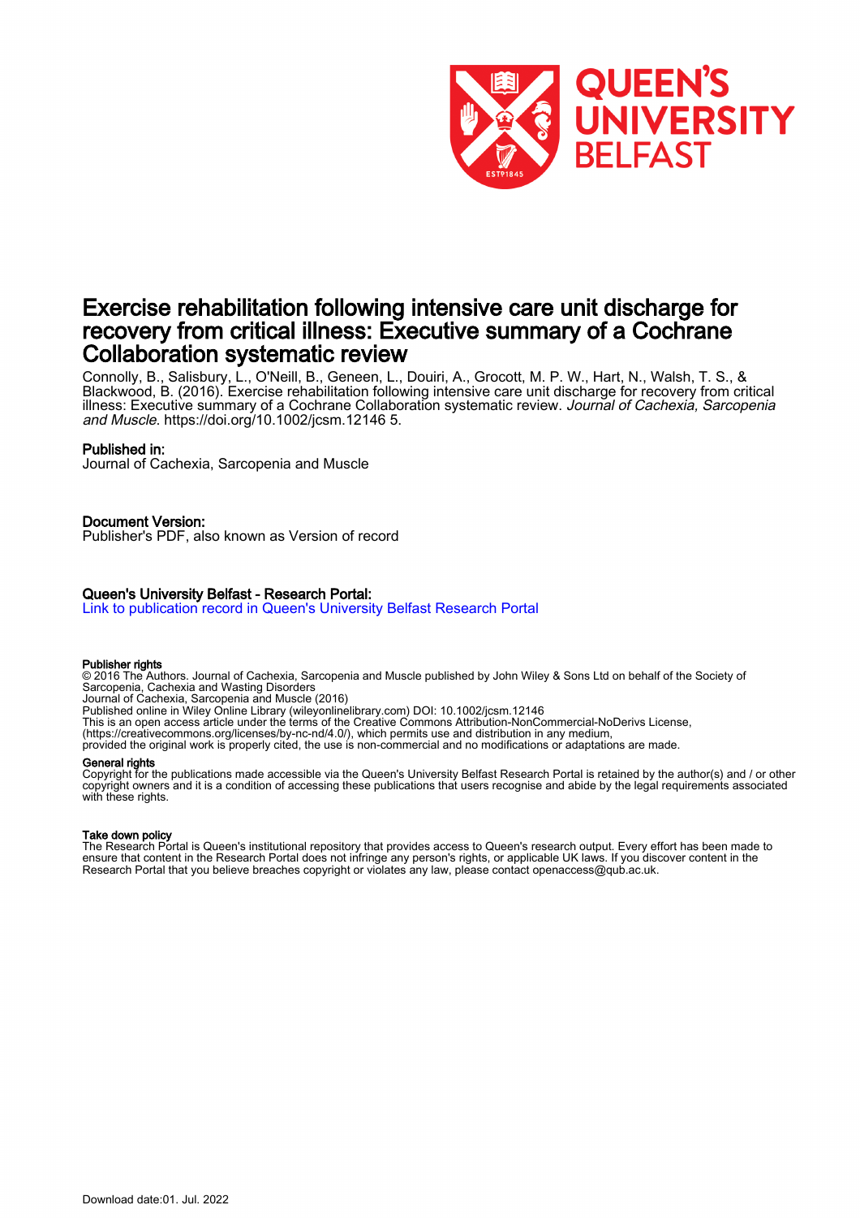# Exercise rehabilitation following intensive care unit discharge for recovery from critical illness: Executive summary of a Cochrane Collaboration systematic review

Connolly, B., Salisbury, L., O'Neill, B., Geneen, L., Douiri, A., Grocott, M. P. W., Hart, N., Walsh, T. S., & Blackwood, B. (2016). Exercise rehabilitation following intensive care unit discharge for recovery from critical illness: Executive summary of a Cochrane Collaboration systematic review. *Journal of Cachexia, Sarcopenia and Muscle*. https://doi.org/10.1002/jcsm.12146 5.

## Published in:

Journal of Cachexia, Sarcopenia and Muscle

## Document Version:

Publisher's PDF, also known as Version of record

## Queen's University Belfast - Research Portal:

Link to publication record in Queen's University Belfast Research Portal

#### Publisher rights

© 2016 The Authors. Journal of Cachexia, Sarcopenia and Muscle published by John Wiley & Sons Ltd on behalf of the Society of Sarcopenia, Cachexia and Wasting Disorders
Journal of Cachexia, Sarcopenia and Muscle (2016)
Published online in Wiley Online Library (wileyonlinelibrary.com) DOI: 10.1002/jcsm.12146
This is an open access article under the terms of the Creative Commons Attribution-NonCommercial-NoDerivs License, (https://creativecommons.org/licenses/by-nc-nd/4.0/), which permits use and distribution in any medium, provided the original work is properly cited, the use is non-commercial and no modifications or adaptations are made.

#### General rights

Copyright for the publications made accessible via the Queen's University Belfast Research Portal is retained by the author(s) and / or other copyright owners and it is a condition of accessing these publications that users recognise and abide by the legal requirements associated with these rights.

#### Take down policy

The Research Portal is Queen's institutional repository that provides access to Queen's research output. Every effort has been made to ensure that content in the Research Portal does not infringe any person's rights, or applicable UK laws. If you discover content in the Research Portal that you believe breaches copyright or violates any law, please contact openaccess@qub.ac.uk.

Download date:01. Jul. 2022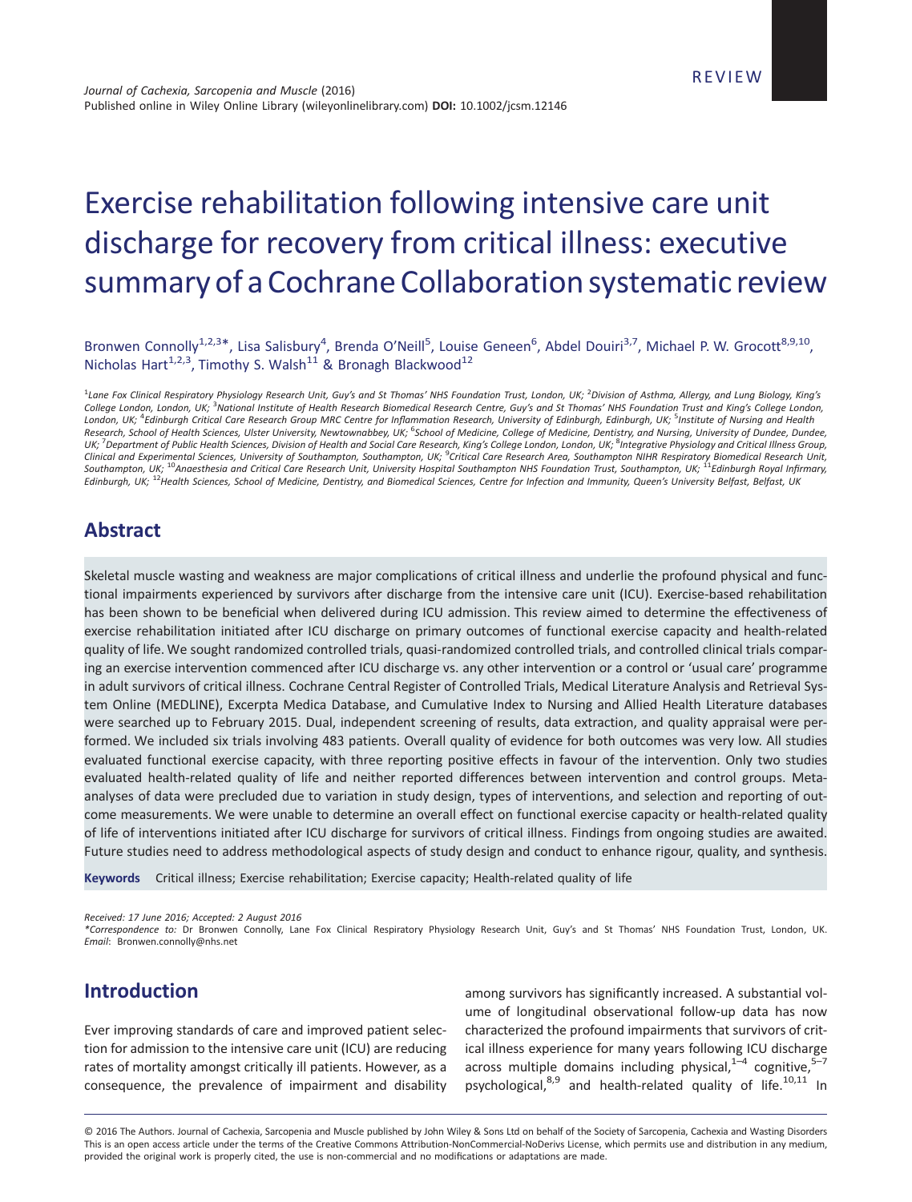REVIEW

*Journal of Cachexia, Sarcopenia and Muscle* (2016)
Published online in Wiley Online Library (wileyonlinelibrary.com) **DOI:** 10.1002/jcsm.12146

# Exercise rehabilitation following intensive care unit discharge for recovery from critical illness: executive summary of a Cochrane Collaboration systematic review

Bronwen Connolly[1,2,3]*, Lisa Salisbury[4], Brenda O'Neill[5], Louise Geneen[6], Abdel Douiri[3,7], Michael P. W. Grocott[8,9,10], Nicholas Hart[1,2,3], Timothy S. Walsh[11] & Bronagh Blackwood[12]

[1]*Lane Fox Clinical Respiratory Physiology Research Unit, Guy's and St Thomas' NHS Foundation Trust, London, UK;* [2]*Division of Asthma, Allergy, and Lung Biology, King's College London, London, UK;* [3]*National Institute of Health Research Biomedical Research Centre, Guy's and St Thomas' NHS Foundation Trust and King's College London, London, UK;* [4]*Edinburgh Critical Care Research Group MRC Centre for Inflammation Research, University of Edinburgh, Edinburgh, UK;* [5]*Institute of Nursing and Health Research, School of Health Sciences, Ulster University, Newtownabbey, UK;* [6]*School of Medicine, College of Medicine, Dentistry, and Nursing, University of Dundee, Dundee, UK;* [7]*Department of Public Health Sciences, Division of Health and Social Care Research, King's College London, London, UK;* [8]*Integrative Physiology and Critical Illness Group, Clinical and Experimental Sciences, University of Southampton, Southampton, UK;* [9]*Critical Care Research Area, Southampton NIHR Respiratory Biomedical Research Unit, Southampton, UK;* [10]*Anaesthesia and Critical Care Research Unit, University Hospital Southampton NHS Foundation Trust, Southampton, UK;* [11]*Edinburgh Royal Infirmary, Edinburgh, UK;* [12]*Health Sciences, School of Medicine, Dentistry, and Biomedical Sciences, Centre for Infection and Immunity, Queen's University Belfast, Belfast, UK*

## Abstract

Skeletal muscle wasting and weakness are major complications of critical illness and underlie the profound physical and functional impairments experienced by survivors after discharge from the intensive care unit (ICU). Exercise-based rehabilitation has been shown to be beneficial when delivered during ICU admission. This review aimed to determine the effectiveness of exercise rehabilitation initiated after ICU discharge on primary outcomes of functional exercise capacity and health-related quality of life. We sought randomized controlled trials, quasi-randomized controlled trials, and controlled clinical trials comparing an exercise intervention commenced after ICU discharge vs. any other intervention or a control or 'usual care' programme in adult survivors of critical illness. Cochrane Central Register of Controlled Trials, Medical Literature Analysis and Retrieval System Online (MEDLINE), Excerpta Medica Database, and Cumulative Index to Nursing and Allied Health Literature databases were searched up to February 2015. Dual, independent screening of results, data extraction, and quality appraisal were performed. We included six trials involving 483 patients. Overall quality of evidence for both outcomes was very low. All studies evaluated functional exercise capacity, with three reporting positive effects in favour of the intervention. Only two studies evaluated health-related quality of life and neither reported differences between intervention and control groups. Meta-analyses of data were precluded due to variation in study design, types of interventions, and selection and reporting of outcome measurements. We were unable to determine an overall effect on functional exercise capacity or health-related quality of life of interventions initiated after ICU discharge for survivors of critical illness. Findings from ongoing studies are awaited. Future studies need to address methodological aspects of study design and conduct to enhance rigour, quality, and synthesis.

**Keywords** Critical illness; Exercise rehabilitation; Exercise capacity; Health-related quality of life

*Received: 17 June 2016; Accepted: 2 August 2016*
*\*Correspondence to:* Dr Bronwen Connolly, Lane Fox Clinical Respiratory Physiology Research Unit, Guy's and St Thomas' NHS Foundation Trust, London, UK. *Email*: Bronwen.connolly@nhs.net

## Introduction

Ever improving standards of care and improved patient selection for admission to the intensive care unit (ICU) are reducing rates of mortality amongst critically ill patients. However, as a consequence, the prevalence of impairment and disability among survivors has significantly increased. A substantial volume of longitudinal observational follow-up data has now characterized the profound impairments that survivors of critical illness experience for many years following ICU discharge across multiple domains including physical,[1–4] cognitive,[5–7] psychological,[8,9] and health-related quality of life.[10,11] In

© 2016 The Authors. Journal of Cachexia, Sarcopenia and Muscle published by John Wiley & Sons Ltd on behalf of the Society of Sarcopenia, Cachexia and Wasting Disorders
This is an open access article under the terms of the Creative Commons Attribution-NonCommercial-NoDerivs License, which permits use and distribution in any medium, provided the original work is properly cited, the use is non-commercial and no modifications or adaptations are made.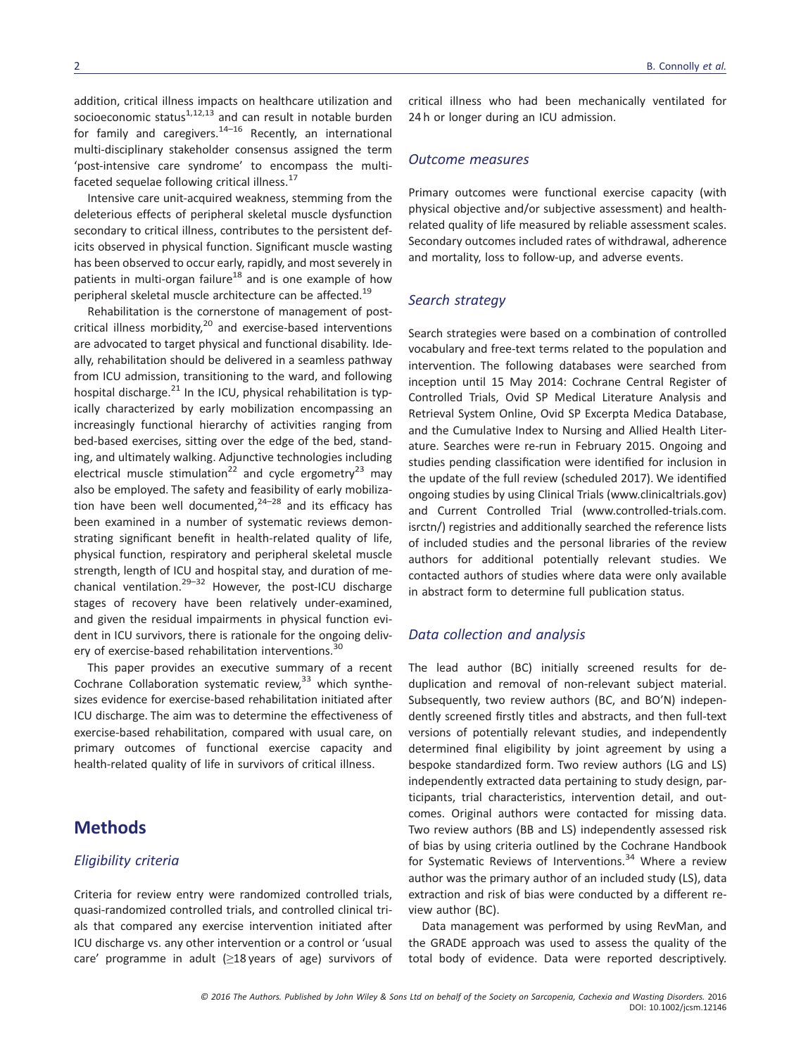addition, critical illness impacts on healthcare utilization and socioeconomic status[1,12,13] and can result in notable burden for family and caregivers.[14–16] Recently, an international multi-disciplinary stakeholder consensus assigned the term 'post-intensive care syndrome' to encompass the multi-faceted sequelae following critical illness.[17]

Intensive care unit-acquired weakness, stemming from the deleterious effects of peripheral skeletal muscle dysfunction secondary to critical illness, contributes to the persistent deficits observed in physical function. Significant muscle wasting has been observed to occur early, rapidly, and most severely in patients in multi-organ failure[18] and is one example of how peripheral skeletal muscle architecture can be affected.[19]

Rehabilitation is the cornerstone of management of post-critical illness morbidity,[20] and exercise-based interventions are advocated to target physical and functional disability. Ideally, rehabilitation should be delivered in a seamless pathway from ICU admission, transitioning to the ward, and following hospital discharge.[21] In the ICU, physical rehabilitation is typically characterized by early mobilization encompassing an increasingly functional hierarchy of activities ranging from bed-based exercises, sitting over the edge of the bed, standing, and ultimately walking. Adjunctive technologies including electrical muscle stimulation[22] and cycle ergometry[23] may also be employed. The safety and feasibility of early mobilization have been well documented,[24–28] and its efficacy has been examined in a number of systematic reviews demonstrating significant benefit in health-related quality of life, physical function, respiratory and peripheral skeletal muscle strength, length of ICU and hospital stay, and duration of mechanical ventilation.[29–32] However, the post-ICU discharge stages of recovery have been relatively under-examined, and given the residual impairments in physical function evident in ICU survivors, there is rationale for the ongoing delivery of exercise-based rehabilitation interventions.[30]

This paper provides an executive summary of a recent Cochrane Collaboration systematic review,[33] which synthesizes evidence for exercise-based rehabilitation initiated after ICU discharge. The aim was to determine the effectiveness of exercise-based rehabilitation, compared with usual care, on primary outcomes of functional exercise capacity and health-related quality of life in survivors of critical illness.

# Methods

## *Eligibility criteria*

Criteria for review entry were randomized controlled trials, quasi-randomized controlled trials, and controlled clinical trials that compared any exercise intervention initiated after ICU discharge vs. any other intervention or a control or 'usual care' programme in adult (≥18 years of age) survivors of critical illness who had been mechanically ventilated for 24 h or longer during an ICU admission.

## *Outcome measures*

Primary outcomes were functional exercise capacity (with physical objective and/or subjective assessment) and health-related quality of life measured by reliable assessment scales. Secondary outcomes included rates of withdrawal, adherence and mortality, loss to follow-up, and adverse events.

## *Search strategy*

Search strategies were based on a combination of controlled vocabulary and free-text terms related to the population and intervention. The following databases were searched from inception until 15 May 2014: Cochrane Central Register of Controlled Trials, Ovid SP Medical Literature Analysis and Retrieval System Online, Ovid SP Excerpta Medica Database, and the Cumulative Index to Nursing and Allied Health Literature. Searches were re-run in February 2015. Ongoing and studies pending classification were identified for inclusion in the update of the full review (scheduled 2017). We identified ongoing studies by using Clinical Trials (www.clinicaltrials.gov) and Current Controlled Trial (www.controlled-trials.com.isrctn/) registries and additionally searched the reference lists of included studies and the personal libraries of the review authors for additional potentially relevant studies. We contacted authors of studies where data were only available in abstract form to determine full publication status.

## *Data collection and analysis*

The lead author (BC) initially screened results for de-duplication and removal of non-relevant subject material. Subsequently, two review authors (BC, and BO'N) independently screened firstly titles and abstracts, and then full-text versions of potentially relevant studies, and independently determined final eligibility by joint agreement by using a bespoke standardized form. Two review authors (LG and LS) independently extracted data pertaining to study design, participants, trial characteristics, intervention detail, and outcomes. Original authors were contacted for missing data. Two review authors (BB and LS) independently assessed risk of bias by using criteria outlined by the Cochrane Handbook for Systematic Reviews of Interventions.[34] Where a review author was the primary author of an included study (LS), data extraction and risk of bias were conducted by a different review author (BC).

Data management was performed by using RevMan, and the GRADE approach was used to assess the quality of the total body of evidence. Data were reported descriptively.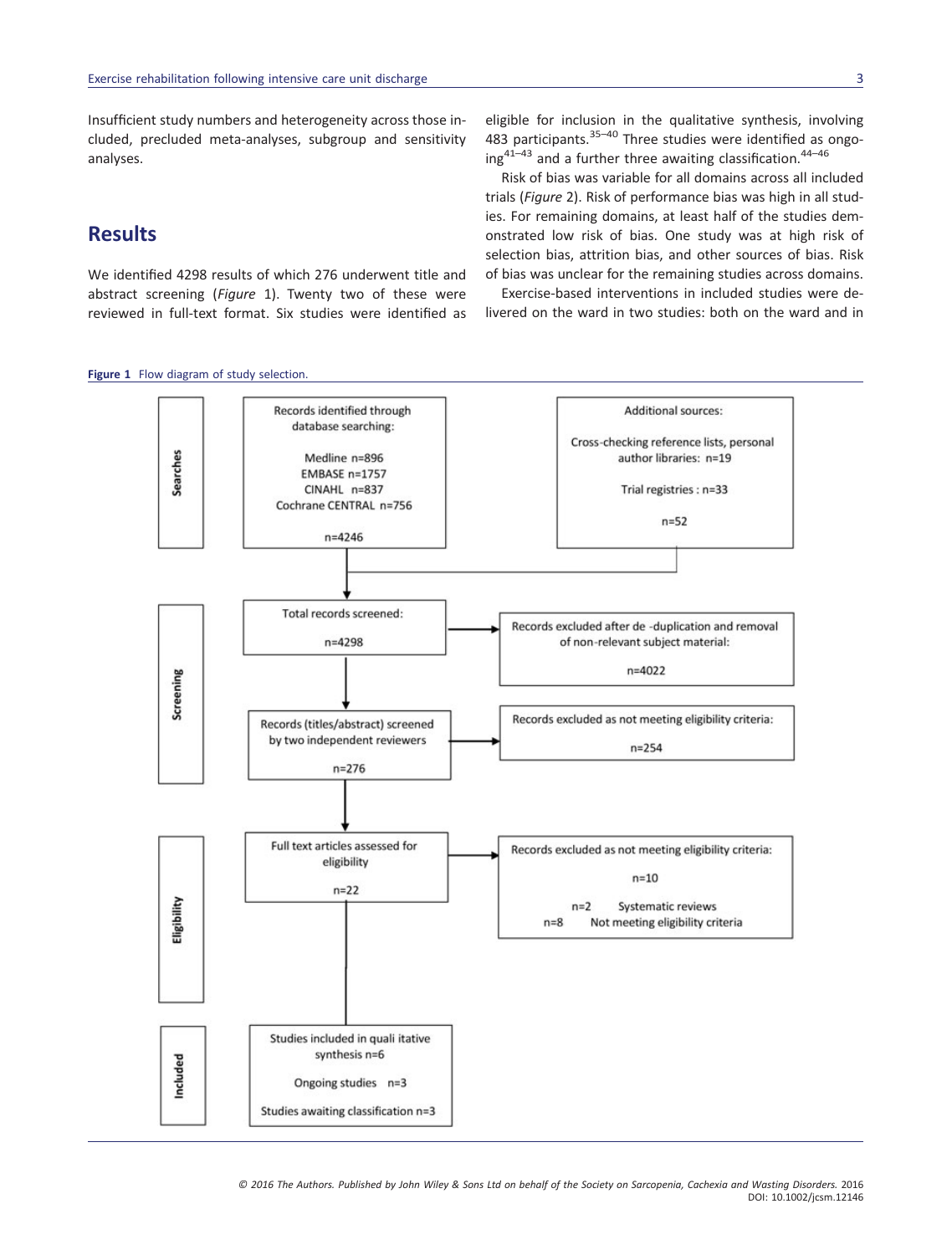Insufficient study numbers and heterogeneity across those included, precluded meta-analyses, subgroup and sensitivity analyses.

## Results

We identified 4298 results of which 276 underwent title and abstract screening (*Figure* 1). Twenty two of these were reviewed in full-text format. Six studies were identified as eligible for inclusion in the qualitative synthesis, involving 483 participants.[35–40] Three studies were identified as ongoing[41–43] and a further three awaiting classification.[44–46]

Risk of bias was variable for all domains across all included trials (*Figure* 2). Risk of performance bias was high in all studies. For remaining domains, at least half of the studies demonstrated low risk of bias. One study was at high risk of selection bias, attrition bias, and other sources of bias. Risk of bias was unclear for the remaining studies across domains.

Exercise-based interventions in included studies were delivered on the ward in two studies: both on the ward and in

**Figure 1** Flow diagram of study selection.

**Searches**

Records identified through database searching:

Medline n=896
EMBASE n=1757
CINAHL n=837
Cochrane CENTRAL n=756

n=4246

Additional sources:

Cross-checking reference lists, personal author libraries: n=19

Trial registries : n=33

n=52

**Screening**

Total records screened:

n=4298

Records excluded after de -duplication and removal of non-relevant subject material:

n=4022

Records (titles/abstract) screened by two independent reviewers

n=276

Records excluded as not meeting eligibility criteria:

n=254

**Eligibility**

Full text articles assessed for eligibility

n=22

Records excluded as not meeting eligibility criteria:

n=10

n=2 Systematic reviews
n=8 Not meeting eligibility criteria

**Included**

Studies included in quali itative synthesis n=6

Ongoing studies n=3

Studies awaiting classification n=3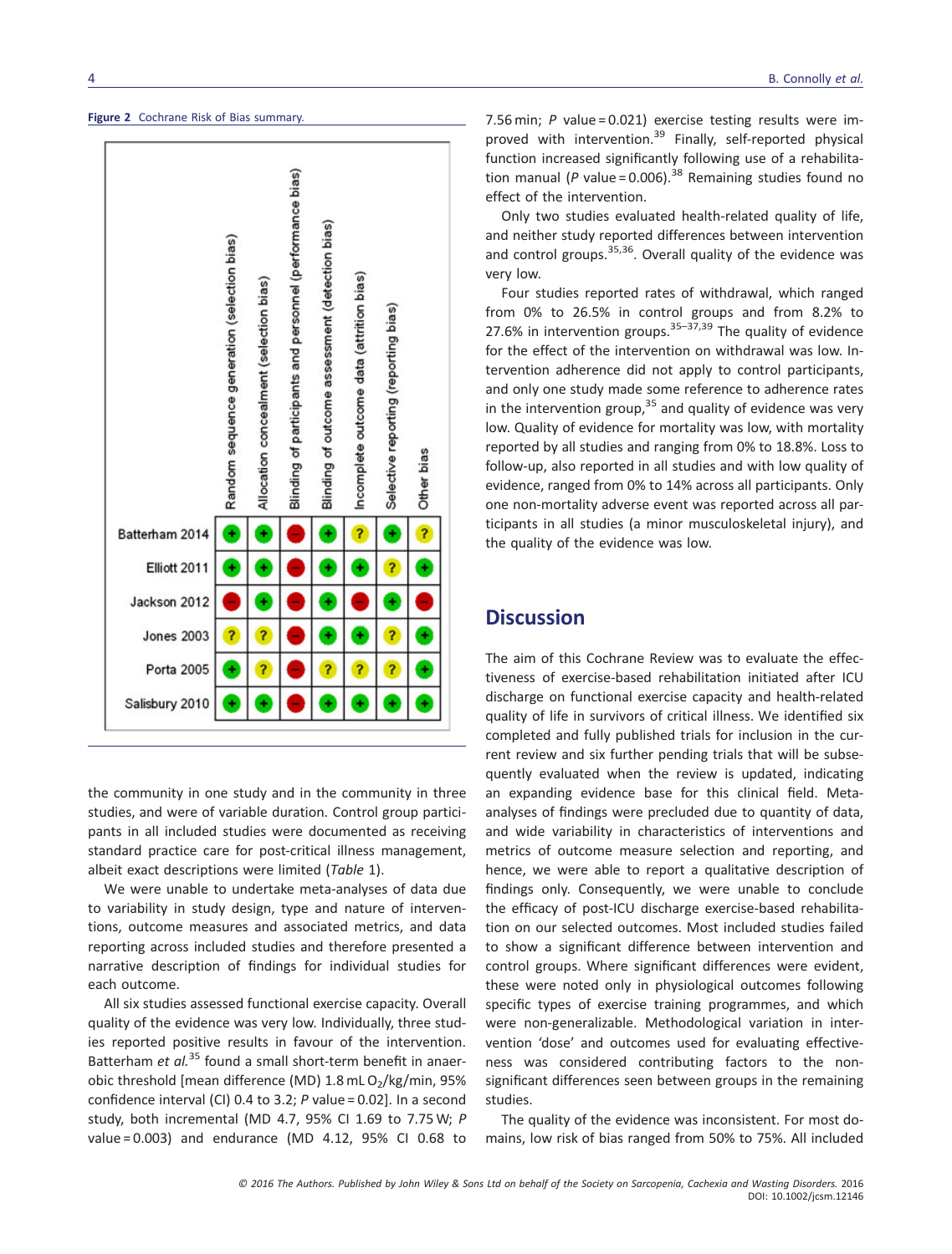**Figure 2** Cochrane Risk of Bias summary.

| | Random sequence generation (selection bias) | Allocation concealment (selection bias) | Blinding of participants and personnel (performance bias) | Blinding of outcome assessment (detection bias) | Incomplete outcome data (attrition bias) | Selective reporting (reporting bias) | Other bias |
|---|---|---|---|---|---|---|---|
| Batterham 2014 | + | + | − | + | ? | + | ? |
| Elliott 2011 | + | + | − | + | + | ? | + |
| Jackson 2012 | − | + | − | + | − | + | − |
| Jones 2003 | ? | ? | − | + | + | ? | + |
| Porta 2005 | + | ? | − | ? | ? | ? | + |
| Salisbury 2010 | + | + | − | + | + | + | + |

the community in one study and in the community in three studies, and were of variable duration. Control group participants in all included studies were documented as receiving standard practice care for post-critical illness management, albeit exact descriptions were limited (*Table* 1).

We were unable to undertake meta-analyses of data due to variability in study design, type and nature of interventions, outcome measures and associated metrics, and data reporting across included studies and therefore presented a narrative description of findings for individual studies for each outcome.

All six studies assessed functional exercise capacity. Overall quality of the evidence was very low. Individually, three studies reported positive results in favour of the intervention. Batterham *et al.*[35] found a small short-term benefit in anaerobic threshold [mean difference (MD) 1.8 mL $O_2$/kg/min, 95% confidence interval (CI) 0.4 to 3.2; *P* value = 0.02]. In a second study, both incremental (MD 4.7, 95% CI 1.69 to 7.75 W; *P* value = 0.003) and endurance (MD 4.12, 95% CI 0.68 to 7.56 min; *P* value = 0.021) exercise testing results were improved with intervention.[39] Finally, self-reported physical function increased significantly following use of a rehabilitation manual (*P* value = 0.006).[38] Remaining studies found no effect of the intervention.

Only two studies evaluated health-related quality of life, and neither study reported differences between intervention and control groups.[35,36]. Overall quality of the evidence was very low.

Four studies reported rates of withdrawal, which ranged from 0% to 26.5% in control groups and from 8.2% to 27.6% in intervention groups.[35–37,39] The quality of evidence for the effect of the intervention on withdrawal was low. Intervention adherence did not apply to control participants, and only one study made some reference to adherence rates in the intervention group,[35] and quality of evidence was very low. Quality of evidence for mortality was low, with mortality reported by all studies and ranging from 0% to 18.8%. Loss to follow-up, also reported in all studies and with low quality of evidence, ranged from 0% to 14% across all participants. Only one non-mortality adverse event was reported across all participants in all studies (a minor musculoskeletal injury), and the quality of the evidence was low.

## Discussion

The aim of this Cochrane Review was to evaluate the effectiveness of exercise-based rehabilitation initiated after ICU discharge on functional exercise capacity and health-related quality of life in survivors of critical illness. We identified six completed and fully published trials for inclusion in the current review and six further pending trials that will be subsequently evaluated when the review is updated, indicating an expanding evidence base for this clinical field. Meta-analyses of findings were precluded due to quantity of data, and wide variability in characteristics of interventions and metrics of outcome measure selection and reporting, and hence, we were able to report a qualitative description of findings only. Consequently, we were unable to conclude the efficacy of post-ICU discharge exercise-based rehabilitation on our selected outcomes. Most included studies failed to show a significant difference between intervention and control groups. Where significant differences were evident, these were noted only in physiological outcomes following specific types of exercise training programmes, and which were non-generalizable. Methodological variation in intervention 'dose' and outcomes used for evaluating effectiveness was considered contributing factors to the non-significant differences seen between groups in the remaining studies.

The quality of the evidence was inconsistent. For most domains, low risk of bias ranged from 50% to 75%. All included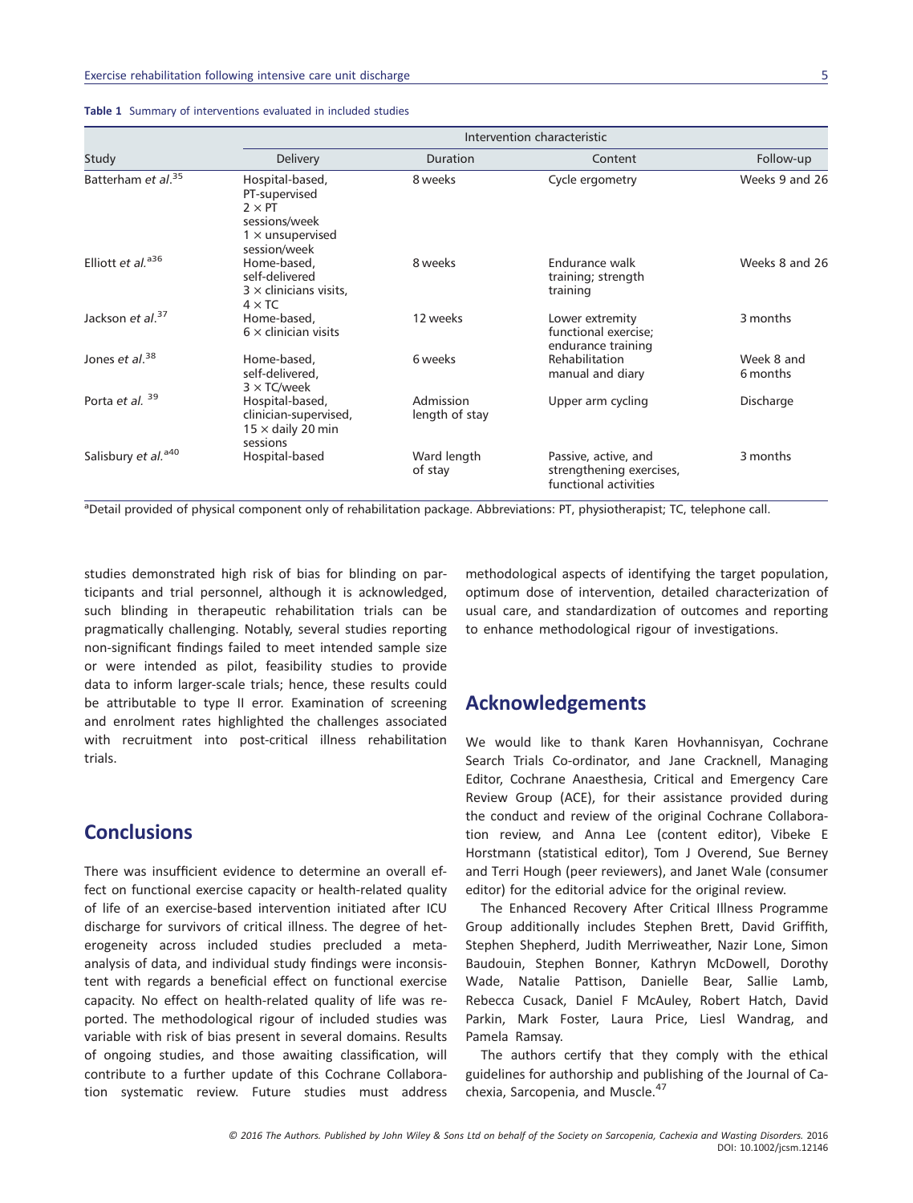**Table 1** Summary of interventions evaluated in included studies

| Study | Intervention characteristic | | | |
|---|---|---|---|---|
| | Delivery | Duration | Content | Follow-up |
| Batterham *et al.*[35] | Hospital-based, PT-supervised 2 × PT sessions/week 1 × unsupervised session/week | 8 weeks | Cycle ergometry | Weeks 9 and 26 |
| Elliott *et al.*[a36] | Home-based, self-delivered 3 × clinicians visits, 4 × TC | 8 weeks | Endurance walk training; strength training | Weeks 8 and 26 |
| Jackson *et al.*[37] | Home-based, 6 × clinician visits | 12 weeks | Lower extremity functional exercise; endurance training | 3 months |
| Jones *et al.*[38] | Home-based, self-delivered, 3 × TC/week | 6 weeks | Rehabilitation manual and diary | Week 8 and 6 months |
| Porta *et al.* [39] | Hospital-based, clinician-supervised, 15 × daily 20 min sessions | Admission length of stay | Upper arm cycling | Discharge |
| Salisbury *et al.*[a40] | Hospital-based | Ward length of stay | Passive, active, and strengthening exercises, functional activities | 3 months |

[a]Detail provided of physical component only of rehabilitation package. Abbreviations: PT, physiotherapist; TC, telephone call.

studies demonstrated high risk of bias for blinding on participants and trial personnel, although it is acknowledged, such blinding in therapeutic rehabilitation trials can be pragmatically challenging. Notably, several studies reporting non-significant findings failed to meet intended sample size or were intended as pilot, feasibility studies to provide data to inform larger-scale trials; hence, these results could be attributable to type II error. Examination of screening and enrolment rates highlighted the challenges associated with recruitment into post-critical illness rehabilitation trials.

## Conclusions

There was insufficient evidence to determine an overall effect on functional exercise capacity or health-related quality of life of an exercise-based intervention initiated after ICU discharge for survivors of critical illness. The degree of heterogeneity across included studies precluded a meta-analysis of data, and individual study findings were inconsistent with regards a beneficial effect on functional exercise capacity. No effect on health-related quality of life was reported. The methodological rigour of included studies was variable with risk of bias present in several domains. Results of ongoing studies, and those awaiting classification, will contribute to a further update of this Cochrane Collaboration systematic review. Future studies must address methodological aspects of identifying the target population, optimum dose of intervention, detailed characterization of usual care, and standardization of outcomes and reporting to enhance methodological rigour of investigations.

## Acknowledgements

We would like to thank Karen Hovhannisyan, Cochrane Search Trials Co-ordinator, and Jane Cracknell, Managing Editor, Cochrane Anaesthesia, Critical and Emergency Care Review Group (ACE), for their assistance provided during the conduct and review of the original Cochrane Collaboration review, and Anna Lee (content editor), Vibeke E Horstmann (statistical editor), Tom J Overend, Sue Berney and Terri Hough (peer reviewers), and Janet Wale (consumer editor) for the editorial advice for the original review.

The Enhanced Recovery After Critical Illness Programme Group additionally includes Stephen Brett, David Griffith, Stephen Shepherd, Judith Merriweather, Nazir Lone, Simon Baudouin, Stephen Bonner, Kathryn McDowell, Dorothy Wade, Natalie Pattison, Danielle Bear, Sallie Lamb, Rebecca Cusack, Daniel F McAuley, Robert Hatch, David Parkin, Mark Foster, Laura Price, Liesl Wandrag, and Pamela Ramsay.

The authors certify that they comply with the ethical guidelines for authorship and publishing of the Journal of Cachexia, Sarcopenia, and Muscle.[47]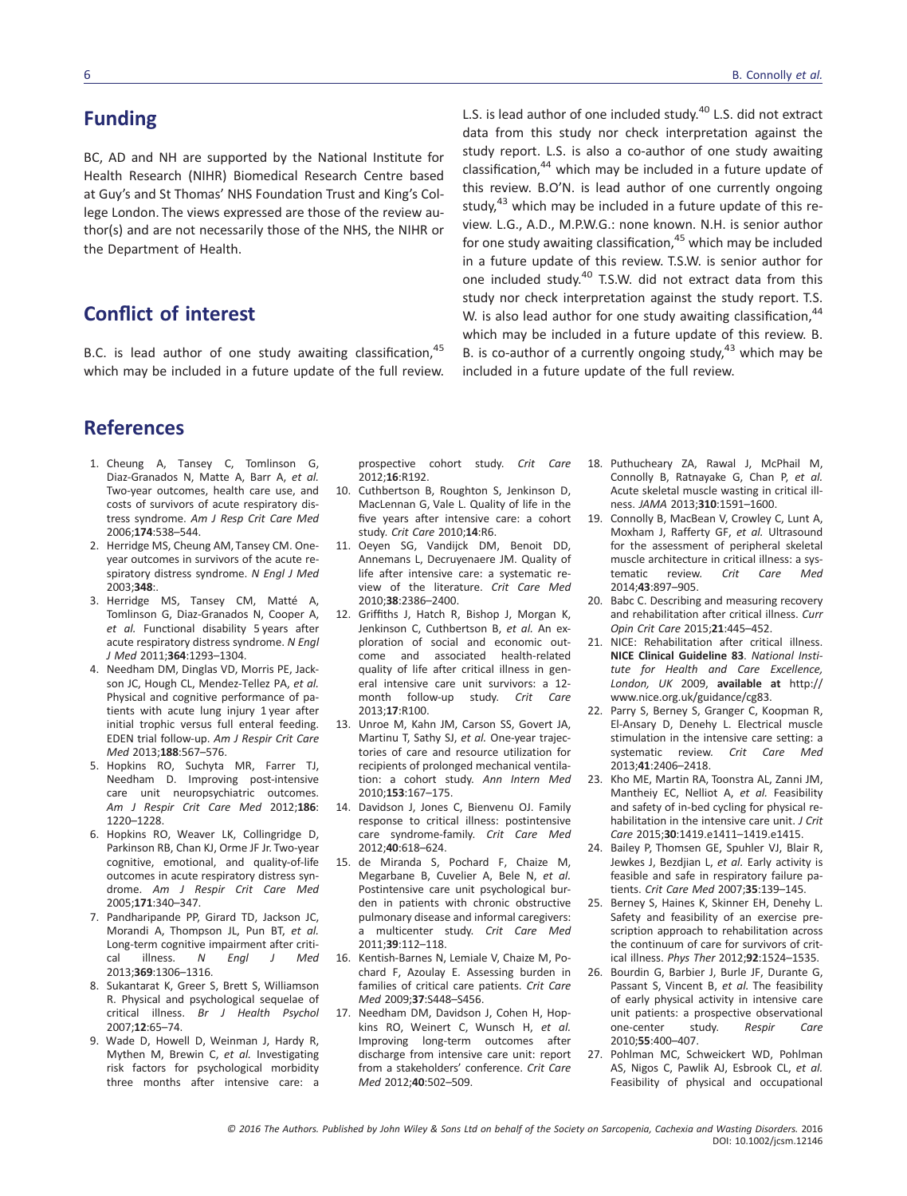## Funding

BC, AD and NH are supported by the National Institute for Health Research (NIHR) Biomedical Research Centre based at Guy's and St Thomas' NHS Foundation Trust and King's College London. The views expressed are those of the review author(s) and are not necessarily those of the NHS, the NIHR or the Department of Health.

## Conflict of interest

B.C. is lead author of one study awaiting classification,[45] which may be included in a future update of the full review. L.S. is lead author of one included study.[40] L.S. did not extract data from this study nor check interpretation against the study report. L.S. is also a co-author of one study awaiting classification,[44] which may be included in a future update of this review. B.O'N. is lead author of one currently ongoing study,[43] which may be included in a future update of this review. L.G., A.D., M.P.W.G.: none known. N.H. is senior author for one study awaiting classification,[45] which may be included in a future update of this review. T.S.W. is senior author for one included study.[40] T.S.W. did not extract data from this study nor check interpretation against the study report. T.S. W. is also lead author for one study awaiting classification,[44] which may be included in a future update of this review. B. B. is co-author of a currently ongoing study,[43] which may be included in a future update of the full review.

## References

1. Cheung A, Tansey C, Tomlinson G, Diaz-Granados N, Matte A, Barr A, *et al.* Two-year outcomes, health care use, and costs of survivors of acute respiratory distress syndrome. *Am J Resp Crit Care Med* 2006;**174**:538–544.
2. Herridge MS, Cheung AM, Tansey CM. One-year outcomes in survivors of the acute respiratory distress syndrome. *N Engl J Med* 2003;**348**:.
3. Herridge MS, Tansey CM, Matté A, Tomlinson G, Diaz-Granados N, Cooper A, *et al.* Functional disability 5 years after acute respiratory distress syndrome. *N Engl J Med* 2011;**364**:1293–1304.
4. Needham DM, Dinglas VD, Morris PE, Jackson JC, Hough CL, Mendez-Tellez PA, *et al.* Physical and cognitive performance of patients with acute lung injury 1 year after initial trophic versus full enteral feeding. EDEN trial follow-up. *Am J Respir Crit Care Med* 2013;**188**:567–576.
5. Hopkins RO, Suchyta MR, Farrer TJ, Needham D. Improving post-intensive care unit neuropsychiatric outcomes. *Am J Respir Crit Care Med* 2012;**186**: 1220–1228.
6. Hopkins RO, Weaver LK, Collingridge D, Parkinson RB, Chan KJ, Orme JF Jr. Two-year cognitive, emotional, and quality-of-life outcomes in acute respiratory distress syndrome. *Am J Respir Crit Care Med* 2005;**171**:340–347.
7. Pandharipande PP, Girard TD, Jackson JC, Morandi A, Thompson JL, Pun BT, *et al.* Long-term cognitive impairment after critical illness. *N Engl J Med* 2013;**369**:1306–1316.
8. Sukantarat K, Greer S, Brett S, Williamson R. Physical and psychological sequelae of critical illness. *Br J Health Psychol* 2007;**12**:65–74.
9. Wade D, Howell D, Weinman J, Hardy R, Mythen M, Brewin C, *et al.* Investigating risk factors for psychological morbidity three months after intensive care: a prospective cohort study. *Crit Care* 2012;**16**:R192.
10. Cuthbertson B, Roughton S, Jenkinson D, MacLennan G, Vale L. Quality of life in the five years after intensive care: a cohort study. *Crit Care* 2010;**14**:R6.
11. Oeyen SG, Vandijck DM, Benoit DD, Annemans L, Decruyenaere JM. Quality of life after intensive care: a systematic review of the literature. *Crit Care Med* 2010;**38**:2386–2400.
12. Griffiths J, Hatch R, Bishop J, Morgan K, Jenkinson C, Cuthbertson B, *et al.* An exploration of social and economic outcome and associated health-related quality of life after critical illness in general intensive care unit survivors: a 12-month follow-up study. *Crit Care* 2013;**17**:R100.
13. Unroe M, Kahn JM, Carson SS, Govert JA, Martinu T, Sathy SJ, *et al.* One-year trajectories of care and resource utilization for recipients of prolonged mechanical ventilation: a cohort study. *Ann Intern Med* 2010;**153**:167–175.
14. Davidson J, Jones C, Bienvenu OJ. Family response to critical illness: postintensive care syndrome-family. *Crit Care Med* 2012;**40**:618–624.
15. de Miranda S, Pochard F, Chaize M, Megarbane B, Cuvelier A, Bele N, *et al.* Postintensive care unit psychological burden in patients with chronic obstructive pulmonary disease and informal caregivers: a multicenter study. *Crit Care Med* 2011;**39**:112–118.
16. Kentish-Barnes N, Lemiale V, Chaize M, Pochard F, Azoulay E. Assessing burden in families of critical care patients. *Crit Care Med* 2009;**37**:S448–S456.
17. Needham DM, Davidson J, Cohen H, Hopkins RO, Weinert C, Wunsch H, *et al.* Improving long-term outcomes after discharge from intensive care unit: report from a stakeholders' conference. *Crit Care Med* 2012;**40**:502–509.
18. Puthucheary ZA, Rawal J, McPhail M, Connolly B, Ratnayake G, Chan P, *et al.* Acute skeletal muscle wasting in critical illness. *JAMA* 2013;**310**:1591–1600.
19. Connolly B, MacBean V, Crowley C, Lunt A, Moxham J, Rafferty GF, *et al.* Ultrasound for the assessment of peripheral skeletal muscle architecture in critical illness: a systematic review. *Crit Care Med* 2014;**43**:897–905.
20. Babc C. Describing and measuring recovery and rehabilitation after critical illness. *Curr Opin Crit Care* 2015;**21**:445–452.
21. NICE: Rehabilitation after critical illness. **NICE Clinical Guideline 83**. *National Institute for Health and Care Excellence, London, UK* 2009, **available at** http://www.nice.org.uk/guidance/cg83.
22. Parry S, Berney S, Granger C, Koopman R, El-Ansary D, Denehy L. Electrical muscle stimulation in the intensive care setting: a systematic review. *Crit Care Med* 2013;**41**:2406–2418.
23. Kho ME, Martin RA, Toonstra AL, Zanni JM, Mantheiy EC, Nelliot A, *et al.* Feasibility and safety of in-bed cycling for physical rehabilitation in the intensive care unit. *J Crit Care* 2015;**30**:1419.e1411–1419.e1415.
24. Bailey P, Thomsen GE, Spuhler VJ, Blair R, Jewkes J, Bezdjian L, *et al.* Early activity is feasible and safe in respiratory failure patients. *Crit Care Med* 2007;**35**:139–145.
25. Berney S, Haines K, Skinner EH, Denehy L. Safety and feasibility of an exercise prescription approach to rehabilitation across the continuum of care for survivors of critical illness. *Phys Ther* 2012;**92**:1524–1535.
26. Bourdin G, Barbier J, Burle JF, Durante G, Passant S, Vincent B, *et al.* The feasibility of early physical activity in intensive care unit patients: a prospective observational one-center study. *Respir Care* 2010;**55**:400–407.
27. Pohlman MC, Schweickert WD, Pohlman AS, Nigos C, Pawlik AJ, Esbrook CL, *et al.* Feasibility of physical and occupational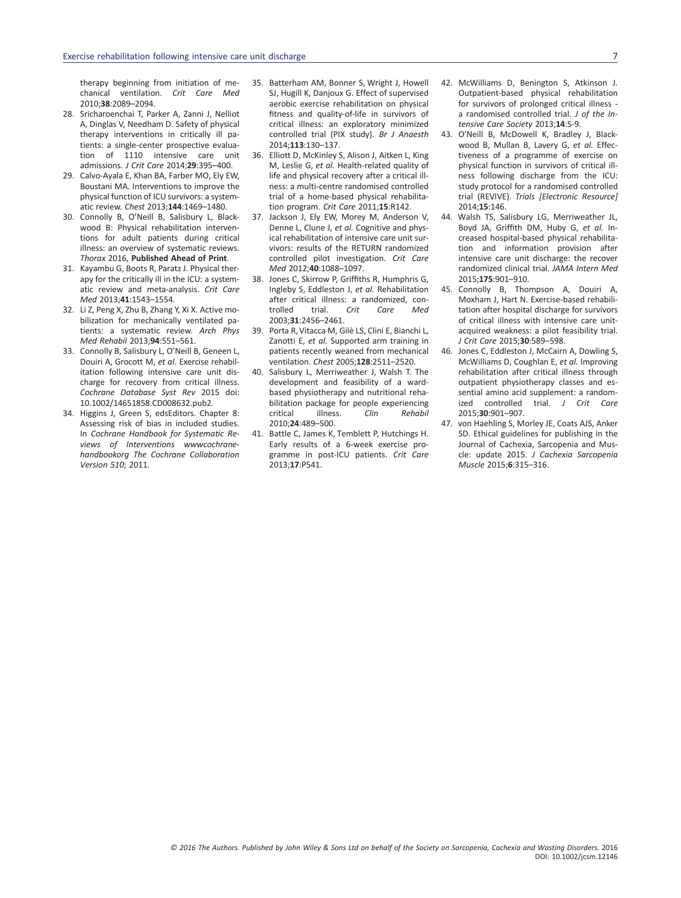therapy beginning from initiation of mechanical ventilation. *Crit Care Med* 2010;**38**:2089–2094.

28. Sricharoenchai T, Parker A, Zanni J, Nelliot A, Dinglas V, Needham D. Safety of physical therapy interventions in critically ill patients: a single-center prospective evaluation of 1110 intensive care unit admissions. *J Crit Care* 2014;**29**:395–400.
29. Calvo-Ayala E, Khan BA, Farber MO, Ely EW, Boustani MA. Interventions to improve the physical function of ICU survivors: a systematic review. *Chest* 2013;**144**:1469–1480.
30. Connolly B, O'Neill B, Salisbury L, Blackwood B: Physical rehabilitation interventions for adult patients during critical illness: an overview of systematic reviews. *Thorax* 2016, **Published Ahead of Print**.
31. Kayambu G, Boots R, Paratz J. Physical therapy for the critically ill in the ICU: a systematic review and meta-analysis. *Crit Care Med* 2013;**41**:1543–1554.
32. Li Z, Peng X, Zhu B, Zhang Y, Xi X. Active mobilization for mechanically ventilated patients: a systematic review. *Arch Phys Med Rehabil* 2013;**94**:551–561.
33. Connolly B, Salisbury L, O'Neill B, Geneen L, Douiri A, Grocott M, *et al*. Exercise rehabilitation following intensive care unit discharge for recovery from critical illness. *Cochrane Database Syst Rev* 2015 doi: 10.1002/14651858.CD008632.pub2.
34. Higgins J, Green S, edsEditors. Chapter 8: Assessing risk of bias in included studies. In *Cochrane Handbook for Systematic Reviews of Interventions wwwcochrane-handbookorg The Cochrane Collaboration Version 510*; 2011.
35. Batterham AM, Bonner S, Wright J, Howell SJ, Hugill K, Danjoux G. Effect of supervised aerobic exercise rehabilitation on physical fitness and quality-of-life in survivors of critical illness: an exploratory minimized controlled trial (PIX study). *Br J Anaesth* 2014;**113**:130–137.
36. Elliott D, McKinley S, Alison J, Aitken L, King M, Leslie G, *et al.* Health-related quality of life and physical recovery after a critical illness: a multi-centre randomised controlled trial of a home-based physical rehabilitation program. *Crit Care* 2011;**15**:R142.
37. Jackson J, Ely EW, Morey M, Anderson V, Denne L, Clune J, *et al.* Cognitive and physical rehabilitation of intensive care unit survivors: results of the RETURN randomized controlled pilot investigation. *Crit Care Med* 2012;**40**:1088–1097.
38. Jones C, Skirrow P, Griffiths R, Humphris G, Ingleby S, Eddleston J, *et al.* Rehabilitation after critical illness: a randomized, controlled trial. *Crit Care Med* 2003;**31**:2456–2461.
39. Porta R, Vitacca M, Gilè LS, Clini E, Bianchi L, Zanotti E, *et al.* Supported arm training in patients recently weaned from mechanical ventilation. *Chest* 2005;**128**:2511–2520.
40. Salisbury L, Merriweather J, Walsh T. The development and feasibility of a ward-based physiotherapy and nutritional rehabilitation package for people experiencing critical illness. *Clin Rehabil* 2010;**24**:489–500.
41. Battle C, James K, Temblett P, Hutchings H. Early results of a 6-week exercise programme in post-ICU patients. *Crit Care* 2013;**17**:P541.
42. McWilliams D, Benington S, Atkinson J. Outpatient-based physical rehabilitation for survivors of prolonged critical illness - a randomised controlled trial. *J of the Intensive Care Society* 2013;**14**:S-9.
43. O'Neill B, McDowell K, Bradley J, Blackwood B, Mullan B, Lavery G, *et al.* Effectiveness of a programme of exercise on physical function in survivors of critical illness following discharge from the ICU: study protocol for a randomised controlled trial (REVIVE). *Trials [Electronic Resource]* 2014;**15**:146.
44. Walsh TS, Salisbury LG, Merriweather JL, Boyd JA, Griffith DM, Huby G, *et al.* Increased hospital-based physical rehabilitation and information provision after intensive care unit discharge: the recover randomized clinical trial. *JAMA Intern Med* 2015;**175**:901–910.
45. Connolly B, Thompson A, Douiri A, Moxham J, Hart N. Exercise-based rehabilitation after hospital discharge for survivors of critical illness with intensive care unit-acquired weakness: a pilot feasibility trial. *J Crit Care* 2015;**30**:589–598.
46. Jones C, Eddleston J, McCairn A, Dowling S, McWilliams D, Coughlan E, *et al.* Improving rehabilitation after critical illness through outpatient physiotherapy classes and essential amino acid supplement: a randomized controlled trial. *J Crit Care* 2015;**30**:901–907.
47. von Haehling S, Morley JE, Coats AJS, Anker SD. Ethical guidelines for publishing in the Journal of Cachexia, Sarcopenia and Muscle: update 2015. *J Cachexia Sarcopenia Muscle* 2015;**6**:315–316.